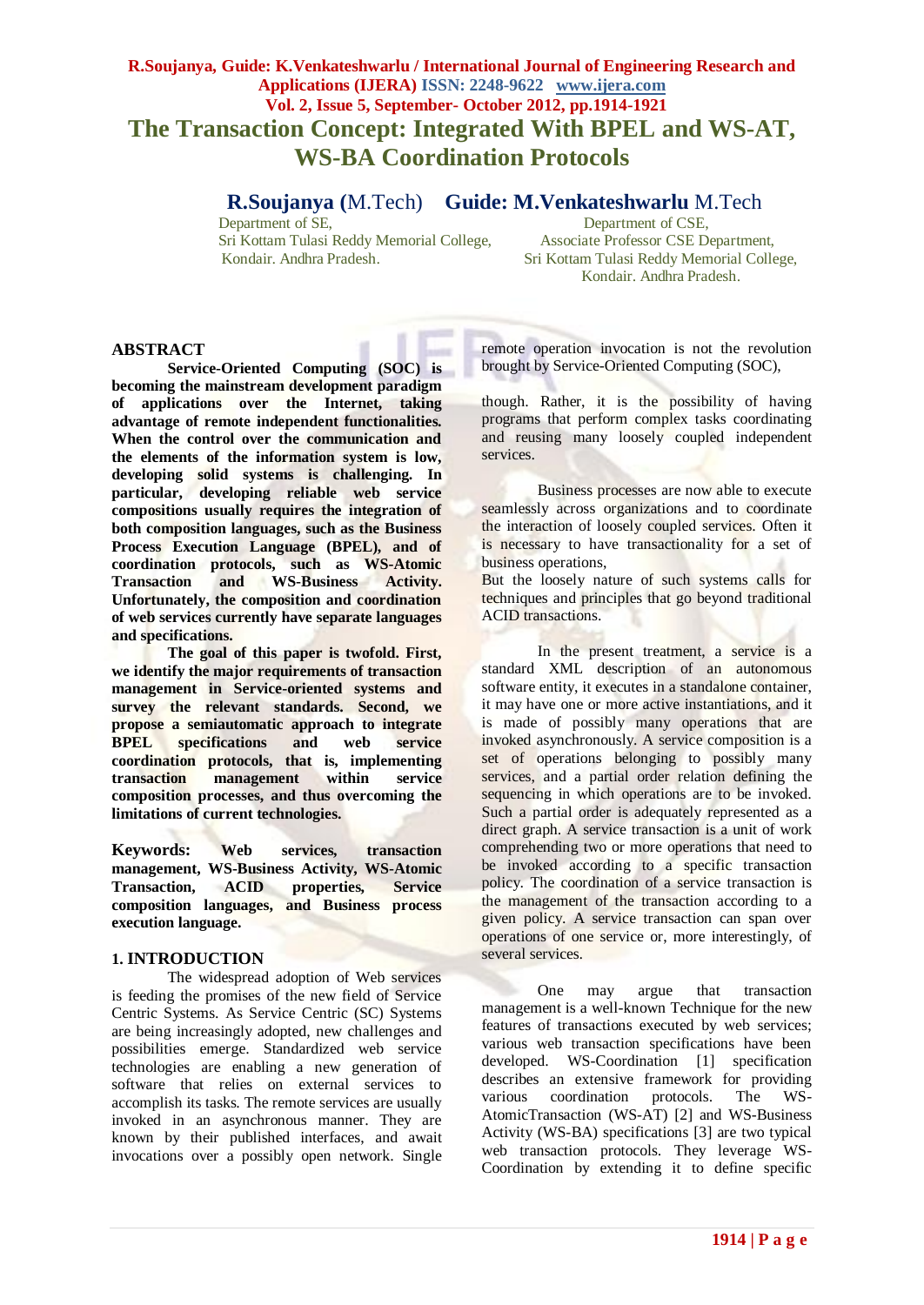# The Transaction Concept: Integrated With BPEL and WS-AT, WS-BA Coordination Protocols

**R.Soujanya** (M.Tech)
Department of SE,
Sri Kottam Tulasi Reddy Memorial College,
Kondair. Andhra Pradesh.

**Guide: M.Venkateshwarlu** M.Tech
Department of CSE,
Associate Professor CSE Department,
Sri Kottam Tulasi Reddy Memorial College,
Kondair. Andhra Pradesh.

## ABSTRACT

**Service-Oriented Computing (SOC) is becoming the mainstream development paradigm of applications over the Internet, taking advantage of remote independent functionalities. When the control over the communication and the elements of the information system is low, developing solid systems is challenging. In particular, developing reliable web service compositions usually requires the integration of both composition languages, such as the Business Process Execution Language (BPEL), and of coordination protocols, such as WS-Atomic Transaction and WS-Business Activity. Unfortunately, the composition and coordination of web services currently have separate languages and specifications.**

**The goal of this paper is twofold. First, we identify the major requirements of transaction management in Service-oriented systems and survey the relevant standards. Second, we propose a semiautomatic approach to integrate BPEL specifications and web service coordination protocols, that is, implementing transaction management within service composition processes, and thus overcoming the limitations of current technologies.**

**Keywords: Web services, transaction management, WS-Business Activity, WS-Atomic Transaction, ACID properties, Service composition languages, and Business process execution language.**

## 1. INTRODUCTION

The widespread adoption of Web services is feeding the promises of the new field of Service Centric Systems. As Service Centric (SC) Systems are being increasingly adopted, new challenges and possibilities emerge. Standardized web service technologies are enabling a new generation of software that relies on external services to accomplish its tasks. The remote services are usually invoked in an asynchronous manner. They are known by their published interfaces, and await invocations over a possibly open network. Single remote operation invocation is not the revolution brought by Service-Oriented Computing (SOC),

though. Rather, it is the possibility of having programs that perform complex tasks coordinating and reusing many loosely coupled independent services.

Business processes are now able to execute seamlessly across organizations and to coordinate the interaction of loosely coupled services. Often it is necessary to have transactionality for a set of business operations,
But the loosely nature of such systems calls for techniques and principles that go beyond traditional ACID transactions.

In the present treatment, a service is a standard XML description of an autonomous software entity, it executes in a standalone container, it may have one or more active instantiations, and it is made of possibly many operations that are invoked asynchronously. A service composition is a set of operations belonging to possibly many services, and a partial order relation defining the sequencing in which operations are to be invoked. Such a partial order is adequately represented as a direct graph. A service transaction is a unit of work comprehending two or more operations that need to be invoked according to a specific transaction policy. The coordination of a service transaction is the management of the transaction according to a given policy. A service transaction can span over operations of one service or, more interestingly, of several services.

One may argue that transaction management is a well-known Technique for the new features of transactions executed by web services; various web transaction specifications have been developed. WS-Coordination [1] specification describes an extensive framework for providing various coordination protocols. The WS-AtomicTransaction (WS-AT) [2] and WS-Business Activity (WS-BA) specifications [3] are two typical web transaction protocols. They leverage WS-Coordination by extending it to define specific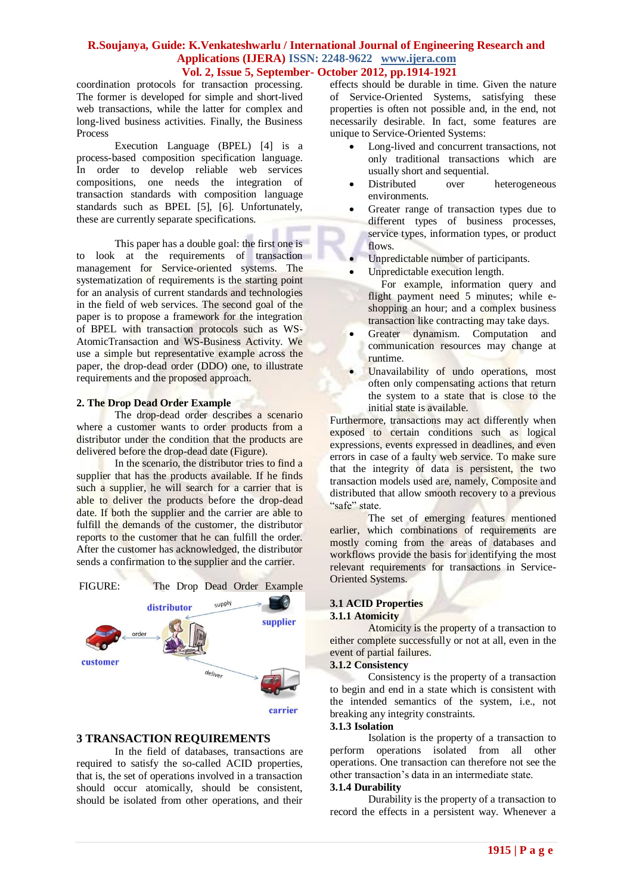coordination protocols for transaction processing. The former is developed for simple and short-lived web transactions, while the latter for complex and long-lived business activities. Finally, the Business Process

Execution Language (BPEL) [4] is a process-based composition specification language. In order to develop reliable web services compositions, one needs the integration of transaction standards with composition language standards such as BPEL [5], [6]. Unfortunately, these are currently separate specifications.

This paper has a double goal: the first one is to look at the requirements of transaction management for Service-oriented systems. The systematization of requirements is the starting point for an analysis of current standards and technologies in the field of web services. The second goal of the paper is to propose a framework for the integration of BPEL with transaction protocols such as WS-AtomicTransaction and WS-Business Activity. We use a simple but representative example across the paper, the drop-dead order (DDO) one, to illustrate requirements and the proposed approach.

## 2. The Drop Dead Order Example

The drop-dead order describes a scenario where a customer wants to order products from a distributor under the condition that the products are delivered before the drop-dead date (Figure).

In the scenario, the distributor tries to find a supplier that has the products available. If he finds such a supplier, he will search for a carrier that is able to deliver the products before the drop-dead date. If both the supplier and the carrier are able to fulfill the demands of the customer, the distributor reports to the customer that he can fulfill the order. After the customer has acknowledged, the distributor sends a confirmation to the supplier and the carrier.

FIGURE: The Drop Dead Order Example

## 3 TRANSACTION REQUIREMENTS

In the field of databases, transactions are required to satisfy the so-called ACID properties, that is, the set of operations involved in a transaction should occur atomically, should be consistent, should be isolated from other operations, and their effects should be durable in time. Given the nature of Service-Oriented Systems, satisfying these properties is often not possible and, in the end, not necessarily desirable. In fact, some features are unique to Service-Oriented Systems:

- Long-lived and concurrent transactions, not only traditional transactions which are usually short and sequential.
- Distributed over heterogeneous environments.
- Greater range of transaction types due to different types of business processes, service types, information types, or product flows.
- Unpredictable number of participants.
- Unpredictable execution length.
  For example, information query and flight payment need 5 minutes; while e-shopping an hour; and a complex business transaction like contracting may take days.
- Greater dynamism. Computation and communication resources may change at runtime.
- Unavailability of undo operations, most often only compensating actions that return the system to a state that is close to the initial state is available.

Furthermore, transactions may act differently when exposed to certain conditions such as logical expressions, events expressed in deadlines, and even errors in case of a faulty web service. To make sure that the integrity of data is persistent, the two transaction models used are, namely, Composite and distributed that allow smooth recovery to a previous "safe" state.

The set of emerging features mentioned earlier, which combinations of requirements are mostly coming from the areas of databases and workflows provide the basis for identifying the most relevant requirements for transactions in Service-Oriented Systems.

### 3.1 ACID Properties

#### 3.1.1 Atomicity

Atomicity is the property of a transaction to either complete successfully or not at all, even in the event of partial failures.

#### 3.1.2 Consistency

Consistency is the property of a transaction to begin and end in a state which is consistent with the intended semantics of the system, i.e., not breaking any integrity constraints.

#### 3.1.3 Isolation

Isolation is the property of a transaction to perform operations isolated from all other operations. One transaction can therefore not see the other transaction's data in an intermediate state.

#### 3.1.4 Durability

Durability is the property of a transaction to record the effects in a persistent way. Whenever a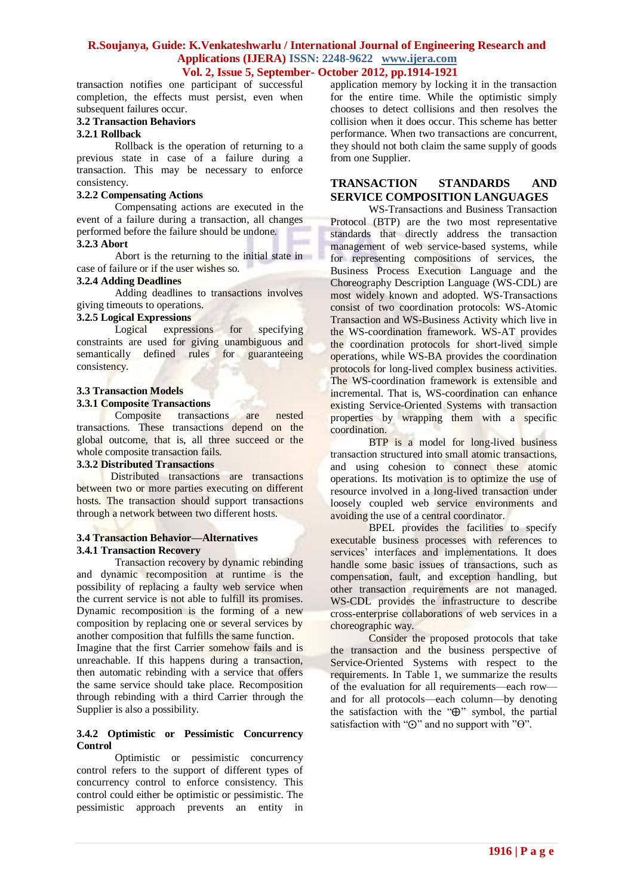transaction notifies one participant of successful completion, the effects must persist, even when subsequent failures occur.

### 3.2 Transaction Behaviors

#### 3.2.1 Rollback

Rollback is the operation of returning to a previous state in case of a failure during a transaction. This may be necessary to enforce consistency.

#### 3.2.2 Compensating Actions

Compensating actions are executed in the event of a failure during a transaction, all changes performed before the failure should be undone.

#### 3.2.3 Abort

Abort is the returning to the initial state in case of failure or if the user wishes so.

#### 3.2.4 Adding Deadlines

Adding deadlines to transactions involves giving timeouts to operations.

#### 3.2.5 Logical Expressions

Logical expressions for specifying constraints are used for giving unambiguous and semantically defined rules for guaranteeing consistency.

### 3.3 Transaction Models

#### 3.3.1 Composite Transactions

Composite transactions are nested transactions. These transactions depend on the global outcome, that is, all three succeed or the whole composite transaction fails.

#### 3.3.2 Distributed Transactions

Distributed transactions are transactions between two or more parties executing on different hosts. The transaction should support transactions through a network between two different hosts.

### 3.4 Transaction Behavior—Alternatives

#### 3.4.1 Transaction Recovery

Transaction recovery by dynamic rebinding and dynamic recomposition at runtime is the possibility of replacing a faulty web service when the current service is not able to fulfill its promises. Dynamic recomposition is the forming of a new composition by replacing one or several services by another composition that fulfills the same function. Imagine that the first Carrier somehow fails and is unreachable. If this happens during a transaction, then automatic rebinding with a service that offers the same service should take place. Recomposition through rebinding with a third Carrier through the Supplier is also a possibility.

#### 3.4.2 Optimistic or Pessimistic Concurrency Control

Optimistic or pessimistic concurrency control refers to the support of different types of concurrency control to enforce consistency. This control could either be optimistic or pessimistic. The pessimistic approach prevents an entity in application memory by locking it in the transaction for the entire time. While the optimistic simply chooses to detect collisions and then resolves the collision when it does occur. This scheme has better performance. When two transactions are concurrent, they should not both claim the same supply of goods from one Supplier.

## TRANSACTION STANDARDS AND SERVICE COMPOSITION LANGUAGES

WS-Transactions and Business Transaction Protocol (BTP) are the two most representative standards that directly address the transaction management of web service-based systems, while for representing compositions of services, the Business Process Execution Language and the Choreography Description Language (WS-CDL) are most widely known and adopted. WS-Transactions consist of two coordination protocols: WS-Atomic Transaction and WS-Business Activity which live in the WS-coordination framework. WS-AT provides the coordination protocols for short-lived simple operations, while WS-BA provides the coordination protocols for long-lived complex business activities. The WS-coordination framework is extensible and incremental. That is, WS-coordination can enhance existing Service-Oriented Systems with transaction properties by wrapping them with a specific coordination.

BTP is a model for long-lived business transaction structured into small atomic transactions, and using cohesion to connect these atomic operations. Its motivation is to optimize the use of resource involved in a long-lived transaction under loosely coupled web service environments and avoiding the use of a central coordinator.

BPEL provides the facilities to specify executable business processes with references to services' interfaces and implementations. It does handle some basic issues of transactions, such as compensation, fault, and exception handling, but other transaction requirements are not managed. WS-CDL provides the infrastructure to describe cross-enterprise collaborations of web services in a choreographic way.

Consider the proposed protocols that take the transaction and the business perspective of Service-Oriented Systems with respect to the requirements. In Table 1, we summarize the results of the evaluation for all requirements—each row—and for all protocols—each column—by denoting the satisfaction with the "⊕" symbol, the partial satisfaction with "⊙" and no support with "⊖".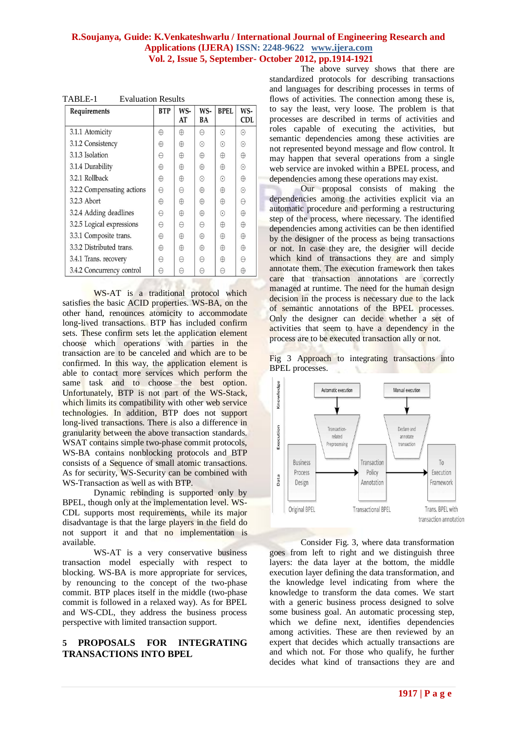TABLE-1 Evaluation Results

| Requirements | BTP | WS-AT | WS-BA | BPEL | WS-CDL |
|---|---|---|---|---|---|
| 3.1.1 Atomicity | ⊕ | ⊕ | ⊖ | ⊙ | ⊙ |
| 3.1.2 Consistency | ⊕ | ⊕ | ⊙ | ⊙ | ⊙ |
| 3.1.3 Isolation | ⊖ | ⊕ | ⊕ | ⊕ | ⊕ |
| 3.1.4 Durability | ⊕ | ⊕ | ⊕ | ⊕ | ⊙ |
| 3.2.1 Rollback | ⊕ | ⊕ | ⊙ | ⊙ | ⊕ |
| 3.2.2 Compensating actions | ⊖ | ⊖ | ⊕ | ⊕ | ⊙ |
| 3.2.3 Abort | ⊕ | ⊕ | ⊕ | ⊕ | ⊖ |
| 3.2.4 Adding deadlines | ⊖ | ⊕ | ⊕ | ⊙ | ⊕ |
| 3.2.5 Logical expressions | ⊖ | ⊖ | ⊖ | ⊕ | ⊕ |
| 3.3.1 Composite trans. | ⊕ | ⊕ | ⊕ | ⊕ | ⊕ |
| 3.3.2 Distributed trans. | ⊕ | ⊕ | ⊕ | ⊕ | ⊕ |
| 3.4.1 Trans. recovery | ⊖ | ⊖ | ⊖ | ⊕ | ⊖ |
| 3.4.2 Concurrency control | ⊖ | ⊖ | ⊖ | ⊖ | ⊕ |

WS-AT is a traditional protocol which satisfies the basic ACID properties. WS-BA, on the other hand, renounces atomicity to accommodate long-lived transactions. BTP has included confirm sets. These confirm sets let the application element choose which operations with parties in the transaction are to be canceled and which are to be confirmed. In this way, the application element is able to contact more services which perform the same task and to choose the best option. Unfortunately, BTP is not part of the WS-Stack, which limits its compatibility with other web service technologies. In addition, BTP does not support long-lived transactions. There is also a difference in granularity between the above transaction standards. WSAT contains simple two-phase commit protocols, WS-BA contains nonblocking protocols and BTP consists of a Sequence of small atomic transactions. As for security, WS-Security can be combined with WS-Transaction as well as with BTP.

Dynamic rebinding is supported only by BPEL, though only at the implementation level. WS-CDL supports most requirements, while its major disadvantage is that the large players in the field do not support it and that no implementation is available.

WS-AT is a very conservative business transaction model especially with respect to blocking. WS-BA is more appropriate for services, by renouncing to the concept of the two-phase commit. BTP places itself in the middle (two-phase commit is followed in a relaxed way). As for BPEL and WS-CDL, they address the business process perspective with limited transaction support.

## 5 PROPOSALS FOR INTEGRATING TRANSACTIONS INTO BPEL

The above survey shows that there are standardized protocols for describing transactions and languages for describing processes in terms of flows of activities. The connection among these is, to say the least, very loose. The problem is that processes are described in terms of activities and roles capable of executing the activities, but semantic dependencies among these activities are not represented beyond message and flow control. It may happen that several operations from a single web service are invoked within a BPEL process, and dependencies among these operations may exist.

Our proposal consists of making the dependencies among the activities explicit via an automatic procedure and performing a restructuring step of the process, where necessary. The identified dependencies among activities can be then identified by the designer of the process as being transactions or not. In case they are, the designer will decide which kind of transactions they are and simply annotate them. The execution framework then takes care that transaction annotations are correctly managed at runtime. The need for the human design decision in the process is necessary due to the lack of semantic annotations of the BPEL processes. Only the designer can decide whether a set of activities that seem to have a dependency in the process are to be executed transaction ally or not.

Fig 3 Approach to integrating transactions into BPEL processes.

Consider Fig. 3, where data transformation goes from left to right and we distinguish three layers: the data layer at the bottom, the middle execution layer defining the data transformation, and the knowledge level indicating from where the knowledge to transform the data comes. We start with a generic business process designed to solve some business goal. An automatic processing step, which we define next, identifies dependencies among activities. These are then reviewed by an expert that decides which actually transactions are and which not. For those who qualify, he further decides what kind of transactions they are and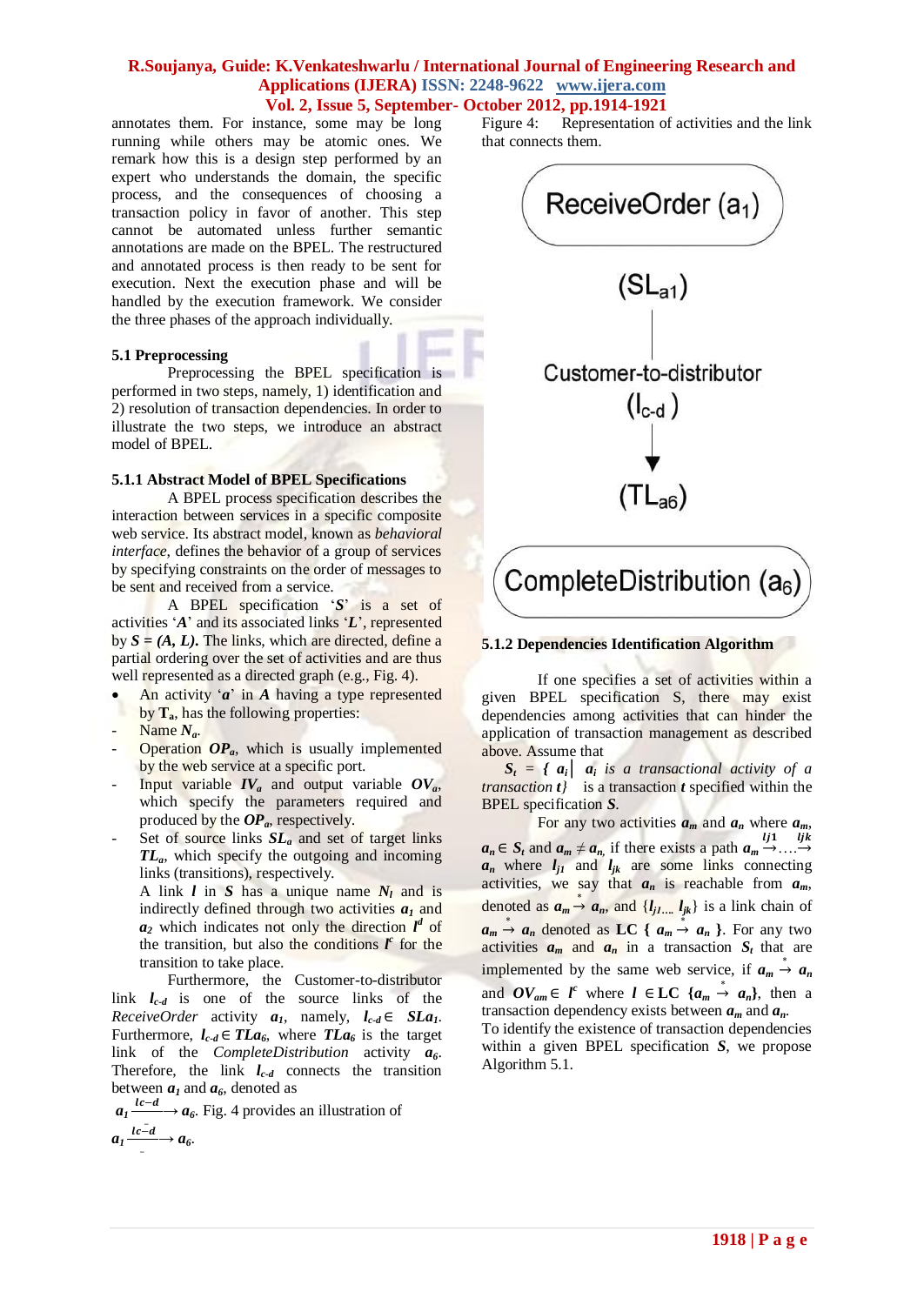annotates them. For instance, some may be long running while others may be atomic ones. We remark how this is a design step performed by an expert who understands the domain, the specific process, and the consequences of choosing a transaction policy in favor of another. This step cannot be automated unless further semantic annotations are made on the BPEL. The restructured and annotated process is then ready to be sent for execution. Next the execution phase and will be handled by the execution framework. We consider the three phases of the approach individually.

### 5.1 Preprocessing

Preprocessing the BPEL specification is performed in two steps, namely, 1) identification and 2) resolution of transaction dependencies. In order to illustrate the two steps, we introduce an abstract model of BPEL.

#### 5.1.1 Abstract Model of BPEL Specifications

A BPEL process specification describes the interaction between services in a specific composite web service. Its abstract model, known as *behavioral interface*, defines the behavior of a group of services by specifying constraints on the order of messages to be sent and received from a service.

A BPEL specification '$S$' is a set of activities '$A$' and its associated links '$L$', represented by $S = (A, L)$. The links, which are directed, define a partial ordering over the set of activities and are thus well represented as a directed graph (e.g., Fig. 4).

- An activity '$a$' in $A$ having a type represented by $T_a$, has the following properties:
  - Name $N_a$.
  - Operation $OP_a$, which is usually implemented by the web service at a specific port.
  - Input variable $IV_a$ and output variable $OV_a$, which specify the parameters required and produced by the $OP_a$, respectively.
  - Set of source links $SL_a$ and set of target links $TL_a$, which specify the outgoing and incoming links (transitions), respectively.

  A link $l$ in $S$ has a unique name $N_l$ and is indirectly defined through two activities $a_1$ and $a_2$ which indicates not only the direction $l^d$ of the transition, but also the conditions $l^c$ for the transition to take place.

Furthermore, the Customer-to-distributor link $l_{c\text{-}d}$ is one of the source links of the *ReceiveOrder* activity $a_1$, namely, $l_{c\text{-}d} \in SLa_1$. Furthermore, $l_{c\text{-}d} \in TLa_6$, where $TLa_6$ is the target link of the *CompleteDistribution* activity $a_6$. Therefore, the link $l_{c\text{-}d}$ connects the transition between $a_1$ and $a_6$, denoted as $a_1 \xrightarrow{lc-d} a_6$. Fig. 4 provides an illustration of $a_1 \xrightarrow{lc-d} a_6$.

Figure 4: Representation of activities and the link that connects them.

ReceiveOrder ($a_1$)
($SL_{a1}$)
Customer-to-distributor
($l_{c\text{-}d}$)
($TL_{a6}$)
CompleteDistribution ($a_6$)

#### 5.1.2 Dependencies Identification Algorithm

If one specifies a set of activities within a given BPEL specification S, there may exist dependencies among activities that can hinder the application of transaction management as described above. Assume that

$S_t$ = { $a_i$| $a_i$ *is a transactional activity of a transaction t*} is a transaction $t$ specified within the BPEL specification $S$.

For any two activities $a_m$ and $a_n$ where $a_m$, $a_n \in S_t$ and $a_m \neq a_n$, if there exists a path $a_m \xrightarrow{lj1} \ldots \xrightarrow{ljk} a_n$ where $l_{j1}$ and $l_{jk}$ are some links connecting activities, we say that $a_n$ is reachable from $a_m$, denoted as $a_m \xrightarrow{*} a_n$, and $\{l_{j1 \ldots} l_{jk}\}$ is a link chain of $a_m \xrightarrow{*} a_n$ denoted as **LC** { $a_m \xrightarrow{*} a_n$ }. For any two activities $a_m$ and $a_n$ in a transaction $S_t$ that are implemented by the same web service, if $a_m \xrightarrow{*} a_n$ and $OV_{am} \in l^c$ where $l \in$ **LC** $\{a_m \xrightarrow{*} a_n\}$, then a transaction dependency exists between $a_m$ and $a_n$.

To identify the existence of transaction dependencies within a given BPEL specification $S$, we propose Algorithm 5.1.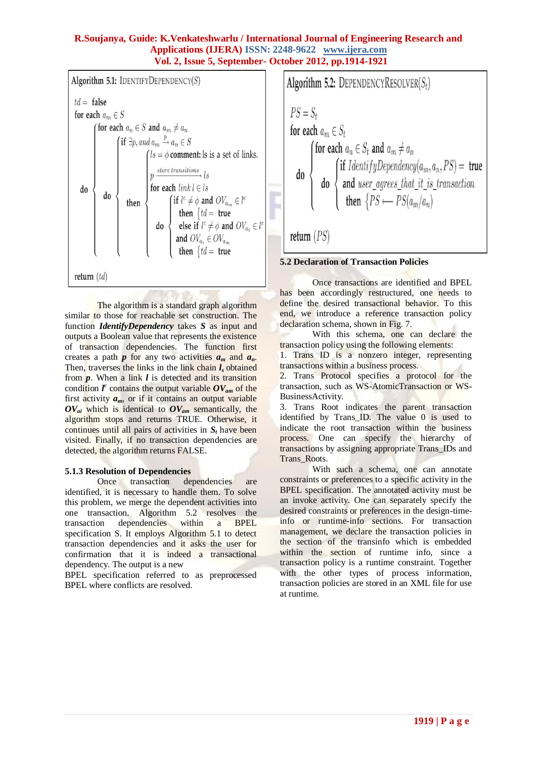**Algorithm 5.1:** IDENTIFYDEPENDENCY($S$)

```
td = false
for each a_m ∈ S
  do {
    for each a_n ∈ S and a_m ≠ a_n
      do {
        if ∃p, and a_m --p--> a_n ∈ S
          then {
            ls = φ  comment: ls is a set of links.
            p --store transitions--> ls
            for each link l ∈ ls
              do {
                if l^c ≠ φ and OV_{a_m} ∈ l^c
                  then { td = true
                else if l^c ≠ φ and OV_{a_i} ∈ l^c
                and OV_{a_i} ∈ OV_{a_m}
                  then { td = true
              }
          }
      }
  }
return (td)
```

The algorithm is a standard graph algorithm similar to those for reachable set construction. The function ***IdentifyDependency*** takes ***S*** as input and outputs a Boolean value that represents the existence of transaction dependencies. The function first creates a path ***p*** for any two activities $a_m$ and $a_n$. Then, traverses the links in the link chain $l_s$ obtained from ***p***. When a link ***l*** is detected and its transition condition $l^c$ contains the output variable $OV_{am}$ of the first activity $a_m$, or if it contains an output variable $OV_{ai}$ which is identical to $OV_{am}$ semantically, the algorithm stops and returns TRUE. Otherwise, it continues until all pairs of activities in $S_t$ have been visited. Finally, if no transaction dependencies are detected, the algorithm returns FALSE.

### 5.1.3 Resolution of Dependencies

Once transaction dependencies are identified, it is necessary to handle them. To solve this problem, we merge the dependent activities into one transaction. Algorithm 5.2 resolves the transaction dependencies within a BPEL specification S. It employs Algorithm 5.1 to detect transaction dependencies and it asks the user for confirmation that it is indeed a transactional dependency. The output is a new BPEL specification referred to as preprocessed BPEL where conflicts are resolved.

**Algorithm 5.2:** DEPENDENCYRESOLVER($S_t$)

```
PS = S_t
for each a_m ∈ S_t
  do {
    for each a_n ∈ S_t and a_m ≠ a_n
      do {
        if IdentifyDependency(a_m, a_n, PS) = true
        and user_agrees_that_it_is_transaction
        then { PS ← PS(a_m/a_n)
      }
  }
return (PS)
```

### 5.2 Declaration of Transaction Policies

Once transactions are identified and BPEL has been accordingly restructured, one needs to define the desired transactional behavior. To this end, we introduce a reference transaction policy declaration schema, shown in Fig. 7.

With this schema, one can declare the transaction policy using the following elements:

1. Trans ID is a nonzero integer, representing transactions within a business process.
2. Trans Protocol specifies a protocol for the transaction, such as WS-AtomicTransaction or WS-BusinessActivity.
3. Trans Root indicates the parent transaction identified by Trans_ID. The value 0 is used to indicate the root transaction within the business process. One can specify the hierarchy of transactions by assigning appropriate Trans_IDs and Trans_Roots.

With such a schema, one can annotate constraints or preferences to a specific activity in the BPEL specification. The annotated activity must be an invoke activity. One can separately specify the desired constraints or preferences in the design-time-info or runtime-info sections. For transaction management, we declare the transaction policies in the section of the transinfo which is embedded within the section of runtime info, since a transaction policy is a runtime constraint. Together with the other types of process information, transaction policies are stored in an XML file for use at runtime.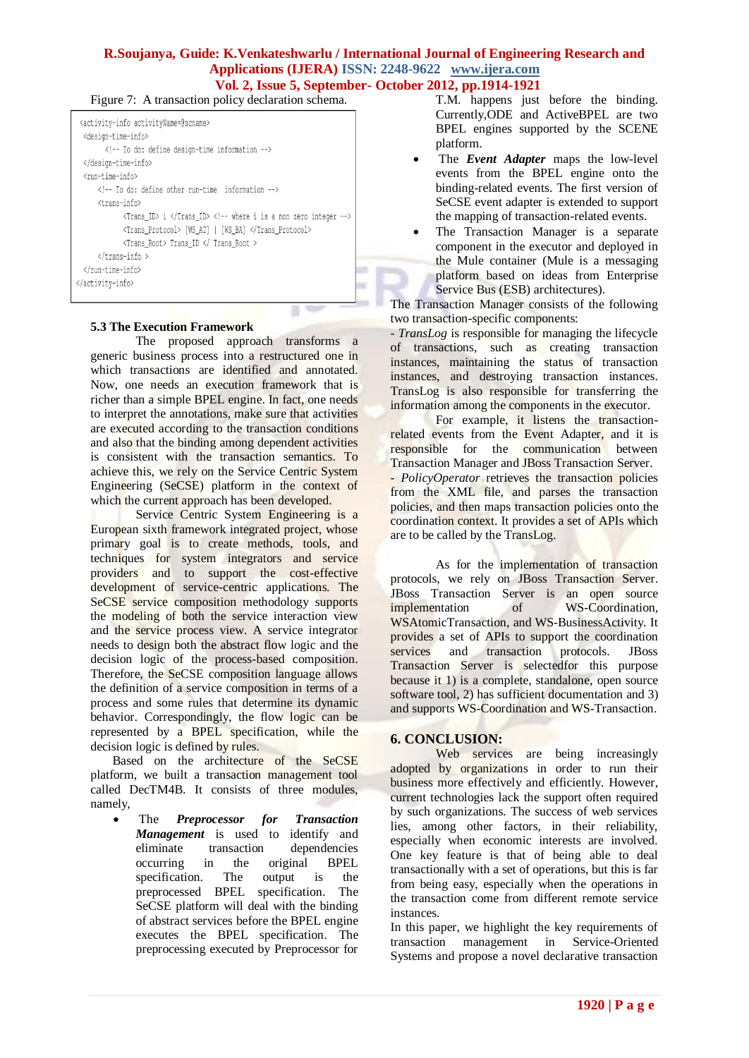Figure 7: A transaction policy declaration schema.

```
<activity-info activityName=@ncname>
 <design-time-info>
      <!-- To do: define design-time information -->
 </design-time-info>
 <run-time-info>
    <!-- To do: define other run-time  information -->
    <trans-info>
          <Trans_ID> i </Trans_ID> <!-- where i is a non zero integer -->
          <Trans_Protocol> [WS_AT] | [WS_BA] </Trans_Protocol>
          <Trans_Root> Trans_ID </ Trans_Root >
    </trans-info >
 </run-time-info>
</activity-info>
```

### 5.3 The Execution Framework

The proposed approach transforms a generic business process into a restructured one in which transactions are identified and annotated. Now, one needs an execution framework that is richer than a simple BPEL engine. In fact, one needs to interpret the annotations, make sure that activities are executed according to the transaction conditions and also that the binding among dependent activities is consistent with the transaction semantics. To achieve this, we rely on the Service Centric System Engineering (SeCSE) platform in the context of which the current approach has been developed.

Service Centric System Engineering is a European sixth framework integrated project, whose primary goal is to create methods, tools, and techniques for system integrators and service providers and to support the cost-effective development of service-centric applications. The SeCSE service composition methodology supports the modeling of both the service interaction view and the service process view. A service integrator needs to design both the abstract flow logic and the decision logic of the process-based composition. Therefore, the SeCSE composition language allows the definition of a service composition in terms of a process and some rules that determine its dynamic behavior. Correspondingly, the flow logic can be represented by a BPEL specification, while the decision logic is defined by rules.

Based on the architecture of the SeCSE platform, we built a transaction management tool called DecTM4B. It consists of three modules, namely,

- The ***Preprocessor for Transaction Management*** is used to identify and eliminate transaction dependencies occurring in the original BPEL specification. The output is the preprocessed BPEL specification. The SeCSE platform will deal with the binding of abstract services before the BPEL engine executes the BPEL specification. The preprocessing executed by Preprocessor for T.M. happens just before the binding. Currently,ODE and ActiveBPEL are two BPEL engines supported by the SCENE platform.
- The ***Event Adapter*** maps the low-level events from the BPEL engine onto the binding-related events. The first version of SeCSE event adapter is extended to support the mapping of transaction-related events.
- The Transaction Manager is a separate component in the executor and deployed in the Mule container (Mule is a messaging platform based on ideas from Enterprise Service Bus (ESB) architectures).

The Transaction Manager consists of the following two transaction-specific components:

- *TransLog* is responsible for managing the lifecycle of transactions, such as creating transaction instances, maintaining the status of transaction instances, and destroying transaction instances. TransLog is also responsible for transferring the information among the components in the executor.

For example, it listens the transaction-related events from the Event Adapter, and it is responsible for the communication between Transaction Manager and JBoss Transaction Server.

- *PolicyOperator* retrieves the transaction policies from the XML file, and parses the transaction policies, and then maps transaction policies onto the coordination context. It provides a set of APIs which are to be called by the TransLog.

As for the implementation of transaction protocols, we rely on JBoss Transaction Server. JBoss Transaction Server is an open source implementation of WS-Coordination, WSAtomicTransaction, and WS-BusinessActivity. It provides a set of APIs to support the coordination services and transaction protocols. JBoss Transaction Server is selectedfor this purpose because it 1) is a complete, standalone, open source software tool, 2) has sufficient documentation and 3) and supports WS-Coordination and WS-Transaction.

## 6. CONCLUSION:

Web services are being increasingly adopted by organizations in order to run their business more effectively and efficiently. However, current technologies lack the support often required by such organizations. The success of web services lies, among other factors, in their reliability, especially when economic interests are involved. One key feature is that of being able to deal transactionally with a set of operations, but this is far from being easy, especially when the operations in the transaction come from different remote service instances.

In this paper, we highlight the key requirements of transaction management in Service-Oriented Systems and propose a novel declarative transaction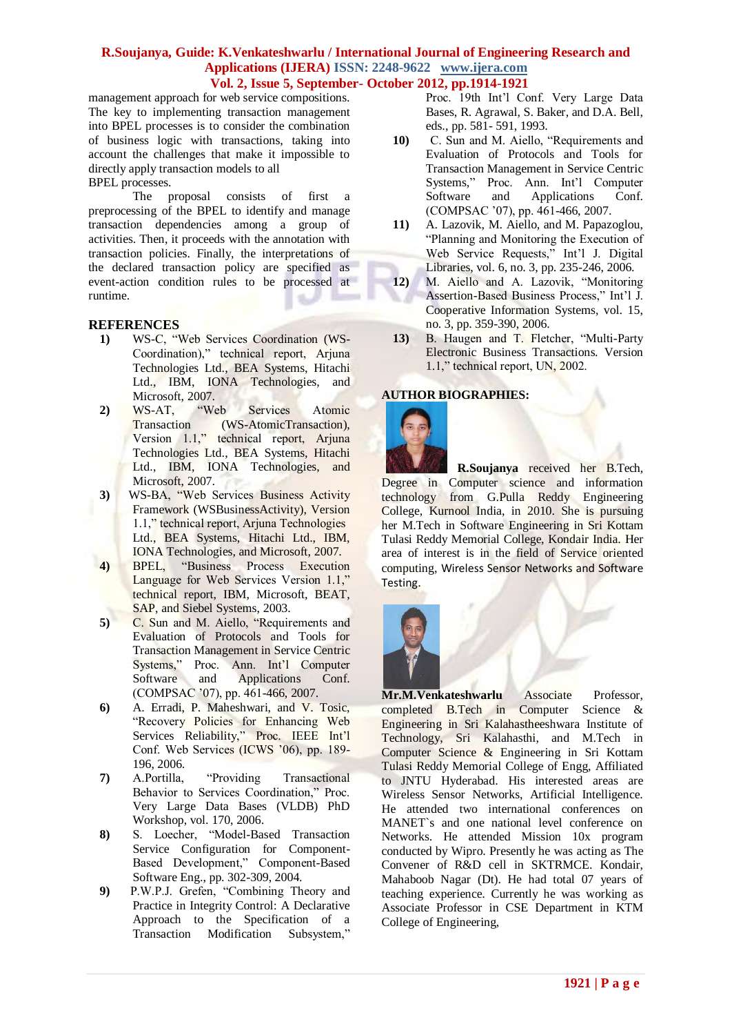management approach for web service compositions. The key to implementing transaction management into BPEL processes is to consider the combination of business logic with transactions, taking into account the challenges that make it impossible to directly apply transaction models to all BPEL processes.

The proposal consists of first a preprocessing of the BPEL to identify and manage transaction dependencies among a group of activities. Then, it proceeds with the annotation with transaction policies. Finally, the interpretations of the declared transaction policy are specified as event-action condition rules to be processed at runtime.

## REFERENCES

1) WS-C, "Web Services Coordination (WS-Coordination)," technical report, Arjuna Technologies Ltd., BEA Systems, Hitachi Ltd., IBM, IONA Technologies, and Microsoft, 2007.
2) WS-AT, "Web Services Atomic Transaction (WS-AtomicTransaction), Version 1.1," technical report, Arjuna Technologies Ltd., BEA Systems, Hitachi Ltd., IBM, IONA Technologies, and Microsoft, 2007.
3) WS-BA, "Web Services Business Activity Framework (WSBusinessActivity), Version 1.1," technical report, Arjuna Technologies Ltd., BEA Systems, Hitachi Ltd., IBM, IONA Technologies, and Microsoft, 2007.
4) BPEL, "Business Process Execution Language for Web Services Version 1.1," technical report, IBM, Microsoft, BEAT, SAP, and Siebel Systems, 2003.
5) C. Sun and M. Aiello, "Requirements and Evaluation of Protocols and Tools for Transaction Management in Service Centric Systems," Proc. Ann. Int'l Computer Software and Applications Conf. (COMPSAC '07), pp. 461-466, 2007.
6) A. Erradi, P. Maheshwari, and V. Tosic, "Recovery Policies for Enhancing Web Services Reliability," Proc. IEEE Int'l Conf. Web Services (ICWS '06), pp. 189-196, 2006.
7) A.Portilla, "Providing Transactional Behavior to Services Coordination," Proc. Very Large Data Bases (VLDB) PhD Workshop, vol. 170, 2006.
8) S. Loecher, "Model-Based Transaction Service Configuration for Component-Based Development," Component-Based Software Eng., pp. 302-309, 2004.
9) P.W.P.J. Grefen, "Combining Theory and Practice in Integrity Control: A Declarative Approach to the Specification of a Transaction Modification Subsystem," Proc. 19th Int'l Conf. Very Large Data Bases, R. Agrawal, S. Baker, and D.A. Bell, eds., pp. 581- 591, 1993.
10) C. Sun and M. Aiello, "Requirements and Evaluation of Protocols and Tools for Transaction Management in Service Centric Systems," Proc. Ann. Int'l Computer Software and Applications Conf. (COMPSAC '07), pp. 461-466, 2007.
11) A. Lazovik, M. Aiello, and M. Papazoglou, "Planning and Monitoring the Execution of Web Service Requests," Int'l J. Digital Libraries, vol. 6, no. 3, pp. 235-246, 2006.
12) M. Aiello and A. Lazovik, "Monitoring Assertion-Based Business Process," Int'l J. Cooperative Information Systems, vol. 15, no. 3, pp. 359-390, 2006.
13) B. Haugen and T. Fletcher, "Multi-Party Electronic Business Transactions. Version 1.1," technical report, UN, 2002.

## AUTHOR BIOGRAPHIES:

**R.Soujanya** received her B.Tech, Degree in Computer science and information technology from G.Pulla Reddy Engineering College, Kurnool India, in 2010. She is pursuing her M.Tech in Software Engineering in Sri Kottam Tulasi Reddy Memorial College, Kondair India. Her area of interest is in the field of Service oriented computing, Wireless Sensor Networks and Software Testing.

**Mr.M.Venkateshwarlu** Associate Professor, completed B.Tech in Computer Science & Engineering in Sri Kalahastheeshwara Institute of Technology, Sri Kalahasthi, and M.Tech in Computer Science & Engineering in Sri Kottam Tulasi Reddy Memorial College of Engg, Affiliated to JNTU Hyderabad. His interested areas are Wireless Sensor Networks, Artificial Intelligence. He attended two international conferences on MANET`s and one national level conference on Networks. He attended Mission 10x program conducted by Wipro. Presently he was acting as The Convener of R&D cell in SKTRMCE. Kondair, Mahaboob Nagar (Dt). He had total 07 years of teaching experience. Currently he was working as Associate Professor in CSE Department in KTM College of Engineering,